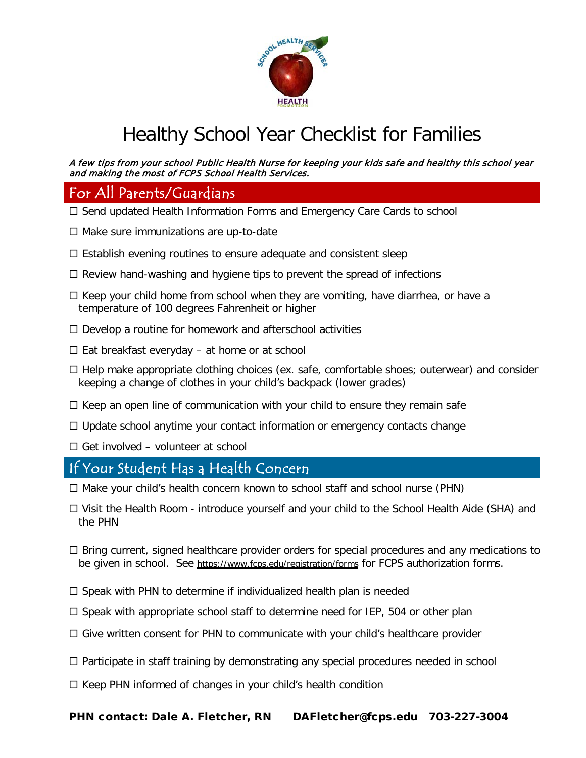# Healthy School Year Checklist for Families

*A few tips from your school Public Health Nurse for keeping your kids safe and healthy this school year and making the most of FCPS School Health Services.*

## For All Parents/Guardians

- ☐ Send updated Health Information Forms and Emergency Care Cards to school
- ☐ Make sure immunizations are up-to-date
- ☐ Establish evening routines to ensure adequate and consistent sleep
- ☐ Review hand-washing and hygiene tips to prevent the spread of infections
- ☐ Keep your child home from school when they are vomiting, have diarrhea, or have a temperature of 100 degrees Fahrenheit or higher
- ☐ Develop a routine for homework and afterschool activities
- ☐ Eat breakfast everyday – at home or at school
- ☐ Help make appropriate clothing choices (ex. safe, comfortable shoes; outerwear) and consider keeping a change of clothes in your child's backpack (lower grades)
- ☐ Keep an open line of communication with your child to ensure they remain safe
- ☐ Update school anytime your contact information or emergency contacts change
- ☐ Get involved – volunteer at school

## If Your Student Has a Health Concern

- ☐ Make your child's health concern known to school staff and school nurse (PHN)
- ☐ Visit the Health Room - introduce yourself and your child to the School Health Aide (SHA) and the PHN
- ☐ Bring current, signed healthcare provider orders for special procedures and any medications to be given in school. See https://www.fcps.edu/registration/forms for FCPS authorization forms.
- ☐ Speak with PHN to determine if individualized health plan is needed
- ☐ Speak with appropriate school staff to determine need for IEP, 504 or other plan
- ☐ Give written consent for PHN to communicate with your child's healthcare provider
- ☐ Participate in staff training by demonstrating any special procedures needed in school
- ☐ Keep PHN informed of changes in your child's health condition

**PHN contact: Dale A. Fletcher, RN    DAFletcher@fcps.edu   703-227-3004**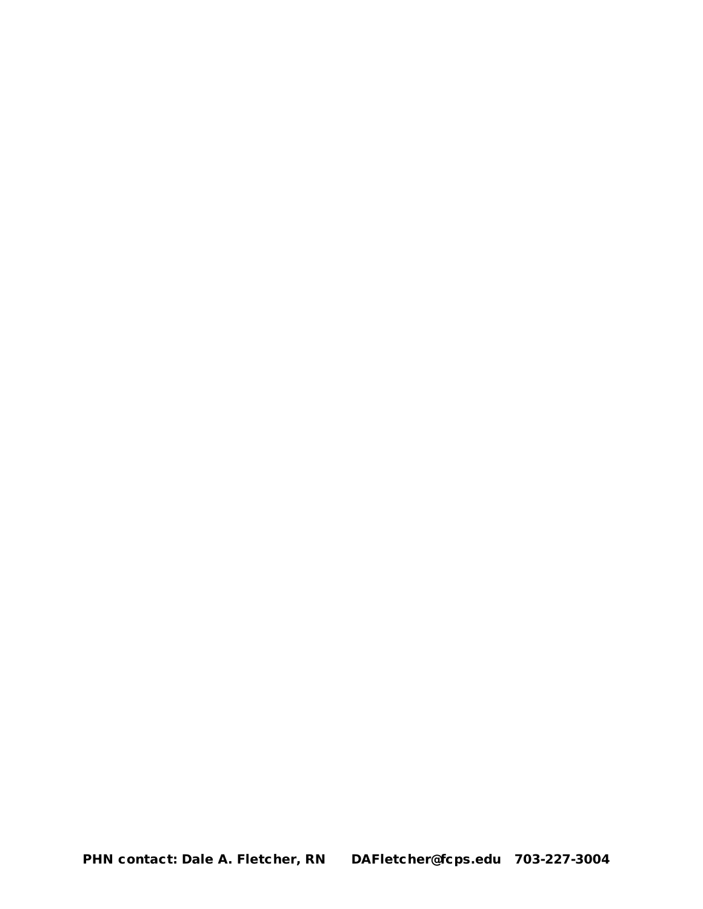**PHN contact: Dale A. Fletcher, RN DAFletcher@fcps.edu 703-227-3004**